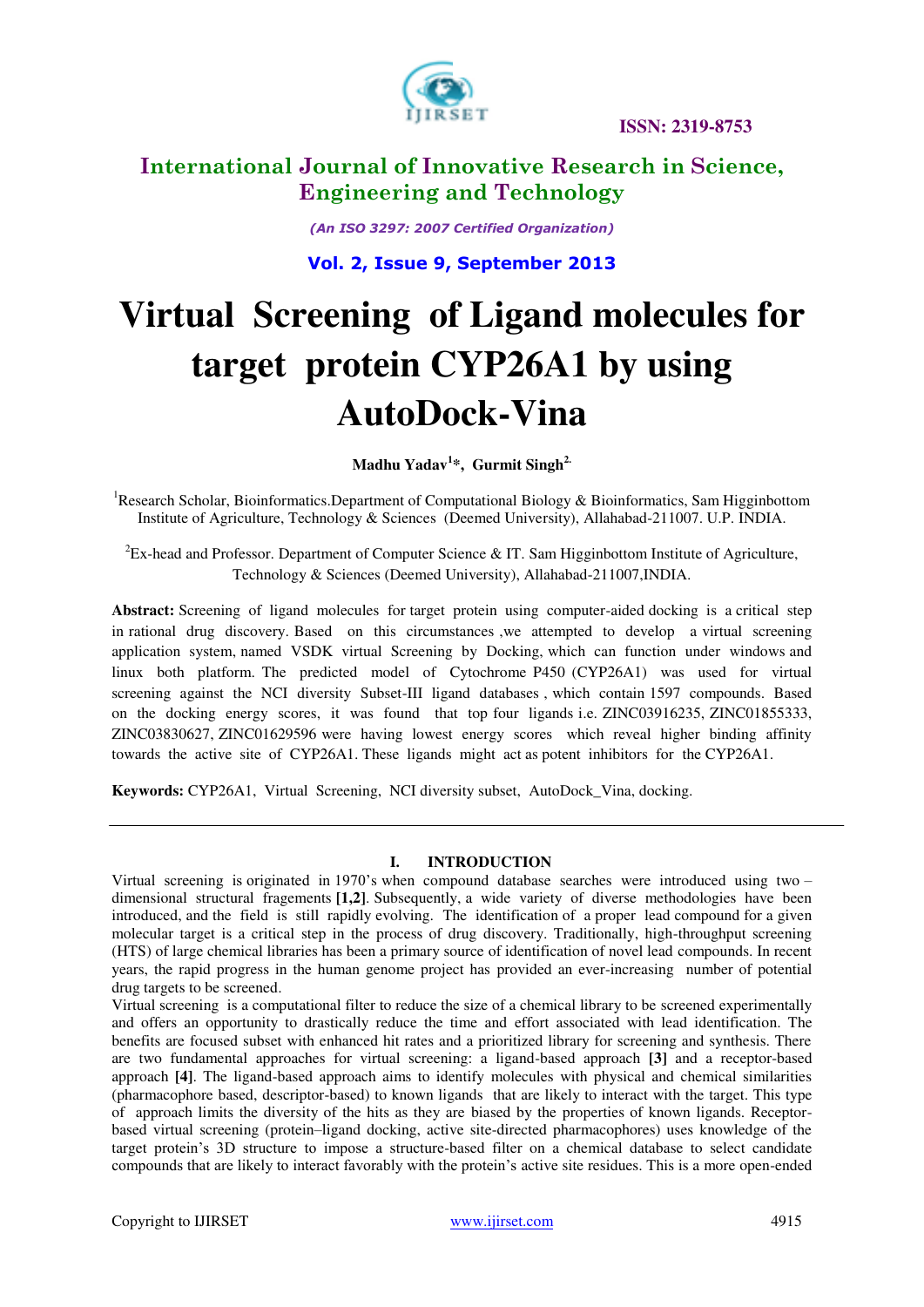ISSN: 2319-8753

## International Journal of Innovative Research in Science, Engineering and Technology

*(An ISO 3297: 2007 Certified Organization)*

**Vol. 2, Issue 9, September 2013**

# Virtual Screening of Ligand molecules for target protein CYP26A1 by using AutoDock-Vina

**Madhu Yadav[1]\*, Gurmit Singh[2]**

[1]Research Scholar, Bioinformatics.Department of Computational Biology & Bioinformatics, Sam Higginbottom Institute of Agriculture, Technology & Sciences (Deemed University), Allahabad-211007. U.P. INDIA.

[2]Ex-head and Professor. Department of Computer Science & IT. Sam Higginbottom Institute of Agriculture, Technology & Sciences (Deemed University), Allahabad-211007,INDIA.

**Abstract:** Screening of ligand molecules for target protein using computer-aided docking is a critical step in rational drug discovery. Based on this circumstances ,we attempted to develop a virtual screening application system, named VSDK virtual Screening by Docking, which can function under windows and linux both platform. The predicted model of Cytochrome P450 (CYP26A1) was used for virtual screening against the NCI diversity Subset-III ligand databases , which contain 1597 compounds. Based on the docking energy scores, it was found that top four ligands i.e. ZINC03916235, ZINC01855333, ZINC03830627, ZINC01629596 were having lowest energy scores which reveal higher binding affinity towards the active site of CYP26A1. These ligands might act as potent inhibitors for the CYP26A1.

**Keywords:** CYP26A1, Virtual Screening, NCI diversity subset, AutoDock_Vina, docking.

## I. INTRODUCTION

Virtual screening is originated in 1970's when compound database searches were introduced using two – dimensional structural fragements **[1,2]**. Subsequently, a wide variety of diverse methodologies have been introduced, and the field is still rapidly evolving. The identification of a proper lead compound for a given molecular target is a critical step in the process of drug discovery. Traditionally, high-throughput screening (HTS) of large chemical libraries has been a primary source of identification of novel lead compounds. In recent years, the rapid progress in the human genome project has provided an ever-increasing number of potential drug targets to be screened.

Virtual screening is a computational filter to reduce the size of a chemical library to be screened experimentally and offers an opportunity to drastically reduce the time and effort associated with lead identification. The benefits are focused subset with enhanced hit rates and a prioritized library for screening and synthesis. There are two fundamental approaches for virtual screening: a ligand-based approach **[3]** and a receptor-based approach **[4]**. The ligand-based approach aims to identify molecules with physical and chemical similarities (pharmacophore based, descriptor-based) to known ligands that are likely to interact with the target. This type of approach limits the diversity of the hits as they are biased by the properties of known ligands. Receptor-based virtual screening (protein–ligand docking, active site-directed pharmacophores) uses knowledge of the target protein's 3D structure to impose a structure-based filter on a chemical database to select candidate compounds that are likely to interact favorably with the protein's active site residues. This is a more open-ended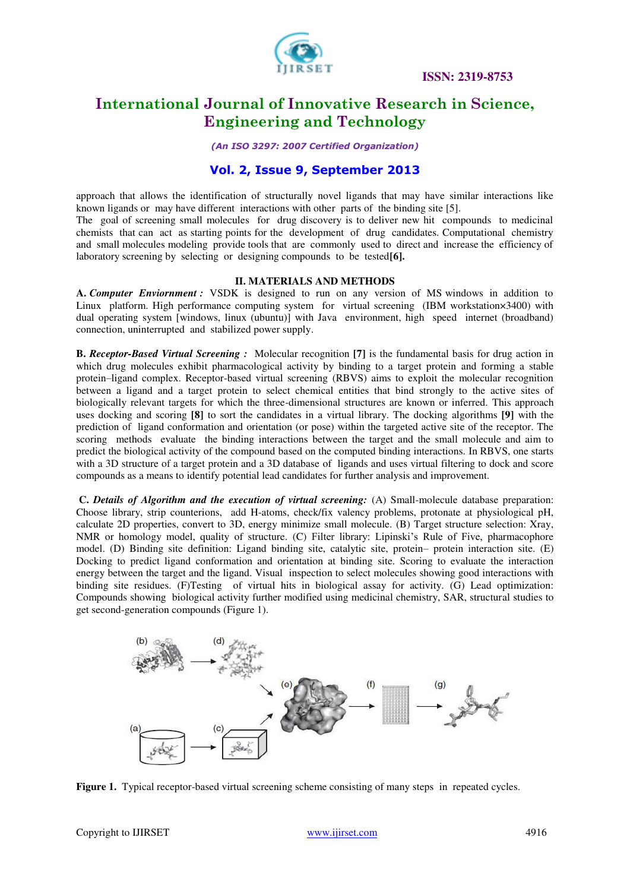approach that allows the identification of structurally novel ligands that may have similar interactions like known ligands or may have different interactions with other parts of the binding site [5].

The goal of screening small molecules for drug discovery is to deliver new hit compounds to medicinal chemists that can act as starting points for the development of drug candidates. Computational chemistry and small molecules modeling provide tools that are commonly used to direct and increase the efficiency of laboratory screening by selecting or designing compounds to be tested**[6].**

## II. MATERIALS AND METHODS

**A.** ***Computer Enviornment :*** VSDK is designed to run on any version of MS windows in addition to Linux platform. High performance computing system for virtual screening (IBM workstation×3400) with dual operating system [windows, linux (ubuntu)] with Java environment, high speed internet (broadband) connection, uninterrupted and stabilized power supply.

**B.** ***Receptor-Based Virtual Screening :*** Molecular recognition **[7]** is the fundamental basis for drug action in which drug molecules exhibit pharmacological activity by binding to a target protein and forming a stable protein–ligand complex. Receptor-based virtual screening (RBVS) aims to exploit the molecular recognition between a ligand and a target protein to select chemical entities that bind strongly to the active sites of biologically relevant targets for which the three-dimensional structures are known or inferred. This approach uses docking and scoring **[8]** to sort the candidates in a virtual library. The docking algorithms **[9]** with the prediction of ligand conformation and orientation (or pose) within the targeted active site of the receptor. The scoring methods evaluate the binding interactions between the target and the small molecule and aim to predict the biological activity of the compound based on the computed binding interactions. In RBVS, one starts with a 3D structure of a target protein and a 3D database of ligands and uses virtual filtering to dock and score compounds as a means to identify potential lead candidates for further analysis and improvement.

**C.** ***Details of Algorithm and the execution of virtual screening:*** (A) Small-molecule database preparation: Choose library, strip counterions, add H-atoms, check/fix valency problems, protonate at physiological pH, calculate 2D properties, convert to 3D, energy minimize small molecule. (B) Target structure selection: Xray, NMR or homology model, quality of structure. (C) Filter library: Lipinski's Rule of Five, pharmacophore model. (D) Binding site definition: Ligand binding site, catalytic site, protein– protein interaction site. (E) Docking to predict ligand conformation and orientation at binding site. Scoring to evaluate the interaction energy between the target and the ligand. Visual inspection to select molecules showing good interactions with binding site residues. (F)Testing of virtual hits in biological assay for activity. (G) Lead optimization: Compounds showing biological activity further modified using medicinal chemistry, SAR, structural studies to get second-generation compounds (Figure 1).

**Figure 1.** Typical receptor-based virtual screening scheme consisting of many steps in repeated cycles.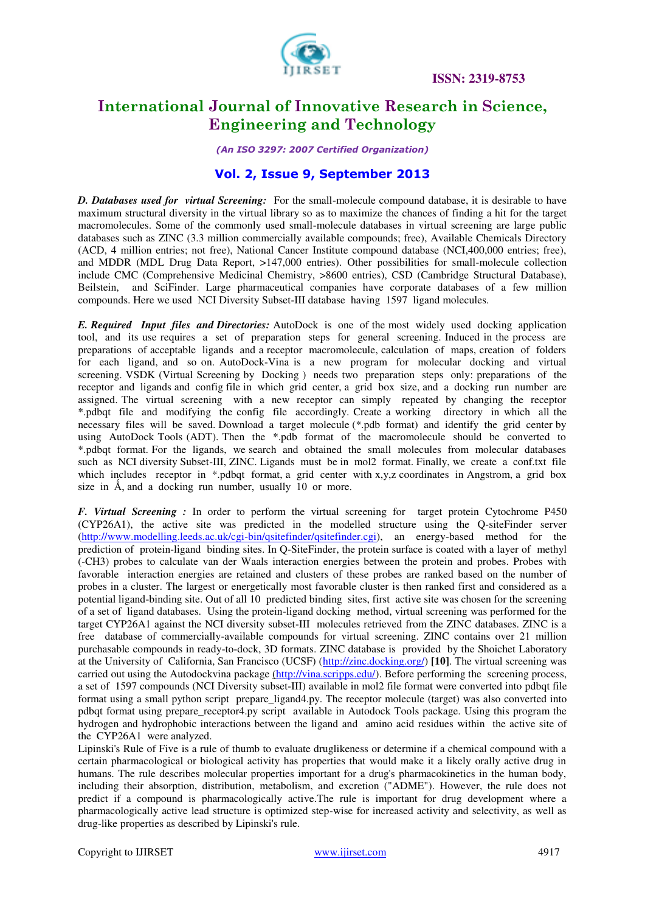***D. Databases used for virtual Screening:*** For the small-molecule compound database, it is desirable to have maximum structural diversity in the virtual library so as to maximize the chances of finding a hit for the target macromolecules. Some of the commonly used small-molecule databases in virtual screening are large public databases such as ZINC (3.3 million commercially available compounds; free), Available Chemicals Directory (ACD, 4 million entries; not free), National Cancer Institute compound database (NCI,400,000 entries; free), and MDDR (MDL Drug Data Report, >147,000 entries). Other possibilities for small-molecule collection include CMC (Comprehensive Medicinal Chemistry, >8600 entries), CSD (Cambridge Structural Database), Beilstein, and SciFinder. Large pharmaceutical companies have corporate databases of a few million compounds. Here we used NCI Diversity Subset-III database having 1597 ligand molecules.

***E. Required Input files and Directories:*** AutoDock is one of the most widely used docking application tool, and its use requires a set of preparation steps for general screening. Induced in the process are preparations of acceptable ligands and a receptor macromolecule, calculation of maps, creation of folders for each ligand, and so on. AutoDock-Vina is a new program for molecular docking and virtual screening. VSDK (Virtual Screening by Docking ) needs two preparation steps only: preparations of the receptor and ligands and config file in which grid center, a grid box size, and a docking run number are assigned. The virtual screening with a new receptor can simply repeated by changing the receptor *.pdbqt file and modifying the config file accordingly. Create a working directory in which all the necessary files will be saved. Download a target molecule (*.pdb format) and identify the grid center by using AutoDock Tools (ADT). Then the *.pdb format of the macromolecule should be converted to *.pdbqt format. For the ligands, we search and obtained the small molecules from molecular databases such as NCI diversity Subset-III, ZINC. Ligands must be in mol2 format. Finally, we create a conf.txt file which includes receptor in *.pdbqt format, a grid center with x,y,z coordinates in Angstrom, a grid box size in Å, and a docking run number, usually 10 or more.

***F. Virtual Screening :*** In order to perform the virtual screening for target protein Cytochrome P450 (CYP26A1), the active site was predicted in the modelled structure using the Q-siteFinder server (http://www.modelling.leeds.ac.uk/cgi-bin/qsitefinder/qsitefinder.cgi), an energy-based method for the prediction of protein-ligand binding sites. In Q-SiteFinder, the protein surface is coated with a layer of methyl ($-CH_3$) probes to calculate van der Waals interaction energies between the protein and probes. Probes with favorable interaction energies are retained and clusters of these probes are ranked based on the number of probes in a cluster. The largest or energetically most favorable cluster is then ranked first and considered as a potential ligand-binding site. Out of all 10 predicted binding sites, first active site was chosen for the screening of a set of ligand databases. Using the protein-ligand docking method, virtual screening was performed for the target CYP26A1 against the NCI diversity subset-III molecules retrieved from the ZINC databases. ZINC is a free database of commercially-available compounds for virtual screening. ZINC contains over 21 million purchasable compounds in ready-to-dock, 3D formats. ZINC database is provided by the Shoichet Laboratory at the University of California, San Francisco (UCSF) (http://zinc.docking.org/) **[10]**. The virtual screening was carried out using the Autodockvina package (http://vina.scripps.edu/). Before performing the screening process, a set of 1597 compounds (NCI Diversity subset-III) available in mol2 file format were converted into pdbqt file format using a small python script prepare_ligand4.py. The receptor molecule (target) was also converted into pdbqt format using prepare_receptor4.py script available in Autodock Tools package. Using this program the hydrogen and hydrophobic interactions between the ligand and amino acid residues within the active site of the CYP26A1 were analyzed.

Lipinski's Rule of Five is a rule of thumb to evaluate druglikeness or determine if a chemical compound with a certain pharmacological or biological activity has properties that would make it a likely orally active drug in humans. The rule describes molecular properties important for a drug's pharmacokinetics in the human body, including their absorption, distribution, metabolism, and excretion ("ADME"). However, the rule does not predict if a compound is pharmacologically active.The rule is important for drug development where a pharmacologically active lead structure is optimized step-wise for increased activity and selectivity, as well as drug-like properties as described by Lipinski's rule.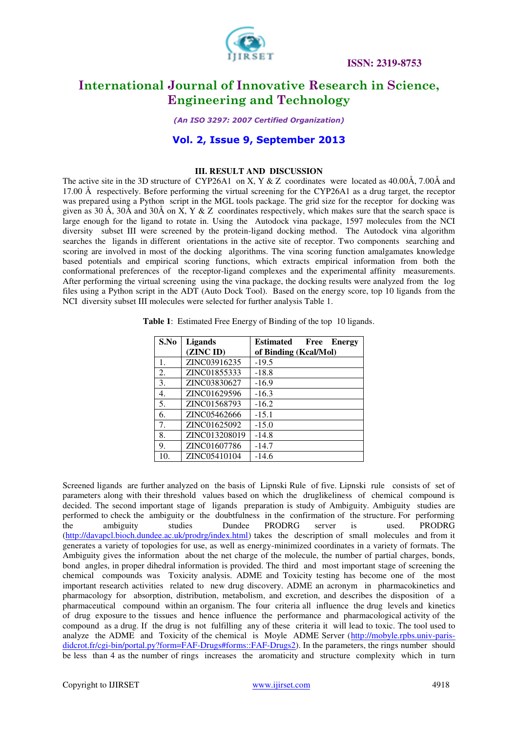### III. RESULT AND DISCUSSION

The active site in the 3D structure of CYP26A1 on X, Y & Z coordinates were located as 40.00Å, 7.00Å and 17.00 Å respectively. Before performing the virtual screening for the CYP26A1 as a drug target, the receptor was prepared using a Python script in the MGL tools package. The grid size for the receptor for docking was given as 30 Å, 30Å and 30Å on X, Y & Z coordinates respectively, which makes sure that the search space is large enough for the ligand to rotate in. Using the Autodock vina package, 1597 molecules from the NCI diversity subset III were screened by the protein-ligand docking method. The Autodock vina algorithm searches the ligands in different orientations in the active site of receptor. Two components searching and scoring are involved in most of the docking algorithms. The vina scoring function amalgamates knowledge based potentials and empirical scoring functions, which extracts empirical information from both the conformational preferences of the receptor-ligand complexes and the experimental affinity measurements. After performing the virtual screening using the vina package, the docking results were analyzed from the log files using a Python script in the ADT (Auto Dock Tool). Based on the energy score, top 10 ligands from the NCI diversity subset III molecules were selected for further analysis Table 1.

**Table 1**: Estimated Free Energy of Binding of the top 10 ligands.

| S.No | Ligands (ZINC ID) | Estimated Free Energy of Binding (Kcal/Mol) |
|---|---|---|
| 1. | ZINC03916235 | -19.5 |
| 2. | ZINC01855333 | -18.8 |
| 3. | ZINC03830627 | -16.9 |
| 4. | ZINC01629596 | -16.3 |
| 5. | ZINC01568793 | -16.2 |
| 6. | ZINC05462666 | -15.1 |
| 7. | ZINC01625092 | -15.0 |
| 8. | ZINC013208019 | -14.8 |
| 9. | ZINC01607786 | -14.7 |
| 10. | ZINC05410104 | -14.6 |

Screened ligands are further analyzed on the basis of Lipnski Rule of five. Lipnski rule consists of set of parameters along with their threshold values based on which the druglikeliness of chemical compound is decided. The second important stage of ligands preparation is study of Ambiguity. Ambiguity studies are performed to check the ambiguity or the doubtfulness in the confirmation of the structure. For performing the ambiguity studies Dundee PRODRG server is used. PRODRG (http://davapcl.bioch.dundee.ac.uk/prodrg/index.html) takes the description of small molecules and from it generates a variety of topologies for use, as well as energy-minimized coordinates in a variety of formats. The Ambiguity gives the information about the net charge of the molecule, the number of partial charges, bonds, bond angles, in proper dihedral information is provided. The third and most important stage of screening the chemical compounds was Toxicity analysis. ADME and Toxicity testing has become one of the most important research activities related to new drug discovery. ADME an acronym in pharmacokinetics and pharmacology for absorption, distribution, metabolism, and excretion, and describes the disposition of a pharmaceutical compound within an organism. The four criteria all influence the drug levels and kinetics of drug exposure to the tissues and hence influence the performance and pharmacological activity of the compound as a drug. If the drug is not fulfilling any of these criteria it will lead to toxic. The tool used to analyze the ADME and Toxicity of the chemical is Moyle ADME Server (http://mobyle.rpbs.univ-paris-didcrot.fr/cgi-bin/portal.py?form=FAF-Drugs#forms::FAF-Drugs2). In the parameters, the rings number should be less than 4 as the number of rings increases the aromaticity and structure complexity which in turn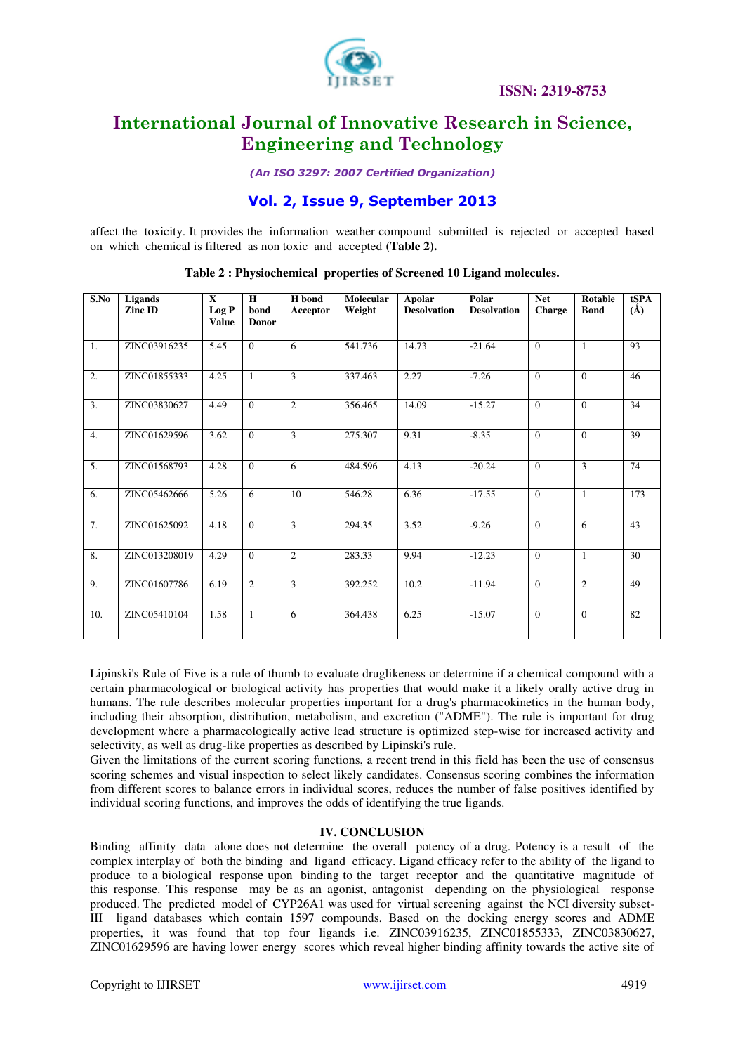affect the toxicity. It provides the information weather compound submitted is rejected or accepted based on which chemical is filtered as non toxic and accepted **(Table 2).**

**Table 2 : Physiochemical properties of Screened 10 Ligand molecules.**

| S.No | Ligands Zinc ID | X Log P Value | H bond Donor | H bond Acceptor | Molecular Weight | Apolar Desolvation | Polar Desolvation | Net Charge | Rotable Bond | tSPA (Å) |
|---|---|---|---|---|---|---|---|---|---|---|
| 1. | ZINC03916235 | 5.45 | 0 | 6 | 541.736 | 14.73 | -21.64 | 0 | 1 | 93 |
| 2. | ZINC01855333 | 4.25 | 1 | 3 | 337.463 | 2.27 | -7.26 | 0 | 0 | 46 |
| 3. | ZINC03830627 | 4.49 | 0 | 2 | 356.465 | 14.09 | -15.27 | 0 | 0 | 34 |
| 4. | ZINC01629596 | 3.62 | 0 | 3 | 275.307 | 9.31 | -8.35 | 0 | 0 | 39 |
| 5. | ZINC01568793 | 4.28 | 0 | 6 | 484.596 | 4.13 | -20.24 | 0 | 3 | 74 |
| 6. | ZINC05462666 | 5.26 | 6 | 10 | 546.28 | 6.36 | -17.55 | 0 | 1 | 173 |
| 7. | ZINC01625092 | 4.18 | 0 | 3 | 294.35 | 3.52 | -9.26 | 0 | 6 | 43 |
| 8. | ZINC013208019 | 4.29 | 0 | 2 | 283.33 | 9.94 | -12.23 | 0 | 1 | 30 |
| 9. | ZINC01607786 | 6.19 | 2 | 3 | 392.252 | 10.2 | -11.94 | 0 | 2 | 49 |
| 10. | ZINC05410104 | 1.58 | 1 | 6 | 364.438 | 6.25 | -15.07 | 0 | 0 | 82 |

Lipinski's Rule of Five is a rule of thumb to evaluate druglikeness or determine if a chemical compound with a certain pharmacological or biological activity has properties that would make it a likely orally active drug in humans. The rule describes molecular properties important for a drug's pharmacokinetics in the human body, including their absorption, distribution, metabolism, and excretion ("ADME"). The rule is important for drug development where a pharmacologically active lead structure is optimized step-wise for increased activity and selectivity, as well as drug-like properties as described by Lipinski's rule.

Given the limitations of the current scoring functions, a recent trend in this field has been the use of consensus scoring schemes and visual inspection to select likely candidates. Consensus scoring combines the information from different scores to balance errors in individual scores, reduces the number of false positives identified by individual scoring functions, and improves the odds of identifying the true ligands.

## IV. CONCLUSION

Binding affinity data alone does not determine the overall potency of a drug. Potency is a result of the complex interplay of both the binding and ligand efficacy. Ligand efficacy refer to the ability of the ligand to produce to a biological response upon binding to the target receptor and the quantitative magnitude of this response. This response may be as an agonist, antagonist depending on the physiological response produced. The predicted model of CYP26A1 was used for virtual screening against the NCI diversity subset-III ligand databases which contain 1597 compounds. Based on the docking energy scores and ADME properties, it was found that top four ligands i.e. ZINC03916235, ZINC01855333, ZINC03830627, ZINC01629596 are having lower energy scores which reveal higher binding affinity towards the active site of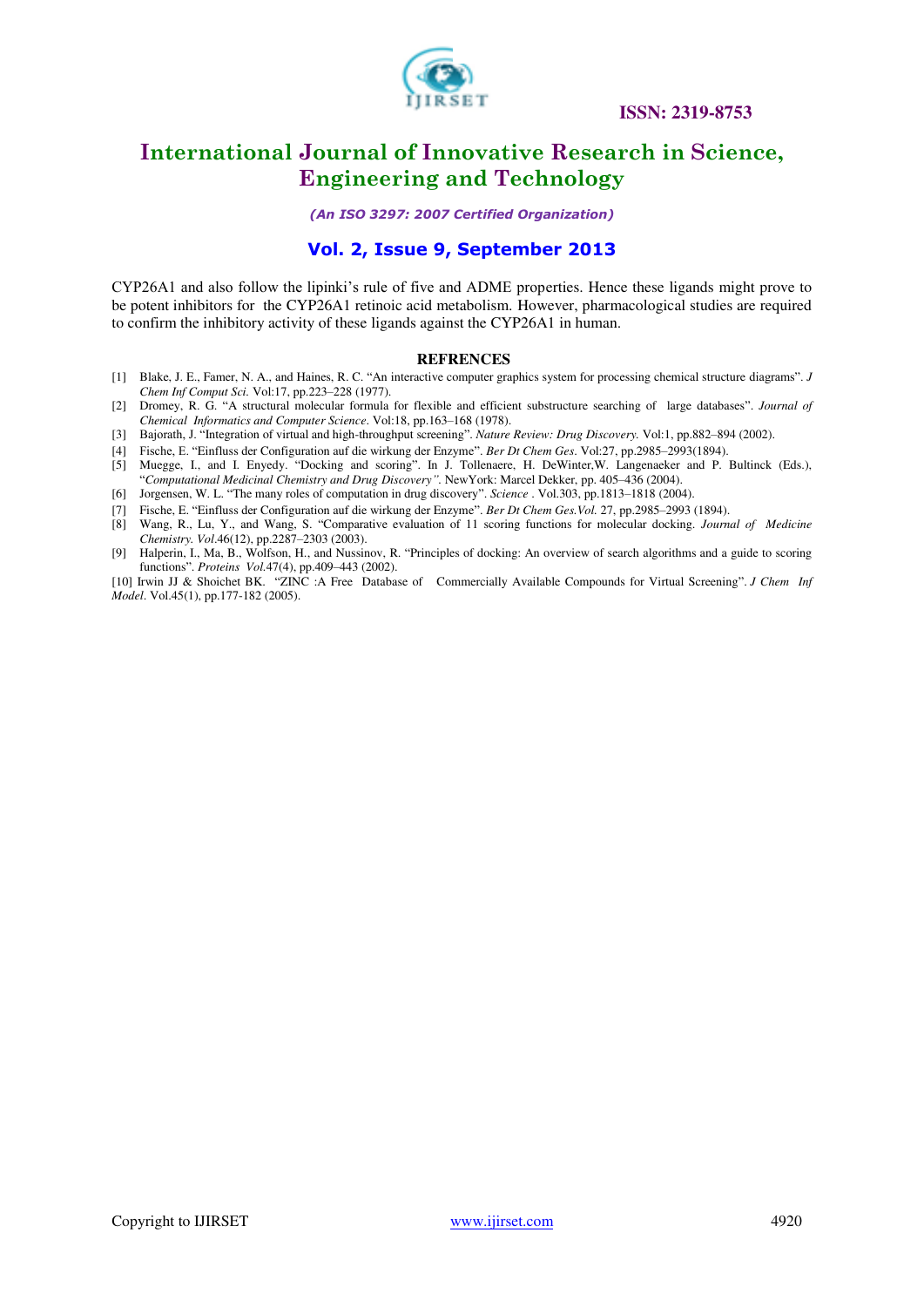CYP26A1 and also follow the lipinki's rule of five and ADME properties. Hence these ligands might prove to be potent inhibitors for the CYP26A1 retinoic acid metabolism. However, pharmacological studies are required to confirm the inhibitory activity of these ligands against the CYP26A1 in human.

## REFRENCES

[1] Blake, J. E., Famer, N. A., and Haines, R. C. "An interactive computer graphics system for processing chemical structure diagrams". *J Chem Inf Comput Sci.* Vol:17, pp.223–228 (1977).

[2] Dromey, R. G. "A structural molecular formula for flexible and efficient substructure searching of large databases". *Journal of Chemical Informatics and Computer Science*. Vol:18, pp.163–168 (1978).

[3] Bajorath, J. "Integration of virtual and high-throughput screening". *Nature Review: Drug Discovery.* Vol:1, pp.882–894 (2002).

[4] Fische, E. "Einfluss der Configuration auf die wirkung der Enzyme". *Ber Dt Chem Ges*. Vol:27, pp.2985–2993(1894).

[5] Muegge, I., and I. Enyedy. "Docking and scoring". In J. Tollenaere, H. DeWinter,W. Langenaeker and P. Bultinck (Eds.), "*Computational Medicinal Chemistry and Drug Discovery"*. NewYork: Marcel Dekker, pp. 405–436 (2004).

[6] Jorgensen, W. L. "The many roles of computation in drug discovery". *Science* . Vol.303, pp.1813–1818 (2004).

[7] Fische, E. "Einfluss der Configuration auf die wirkung der Enzyme". *Ber Dt Chem Ges.Vol.* 27, pp.2985–2993 (1894).

[8] Wang, R., Lu, Y., and Wang, S. "Comparative evaluation of 11 scoring functions for molecular docking. *Journal of Medicine Chemistry. Vol*.46(12), pp.2287–2303 (2003).

[9] Halperin, I., Ma, B., Wolfson, H., and Nussinov, R. "Principles of docking: An overview of search algorithms and a guide to scoring functions". *Proteins Vol*.47(4), pp.409–443 (2002).

[10] Irwin JJ & Shoichet BK. "ZINC :A Free Database of Commercially Available Compounds for Virtual Screening". *J Chem Inf Model*. Vol.45(1), pp.177-182 (2005).